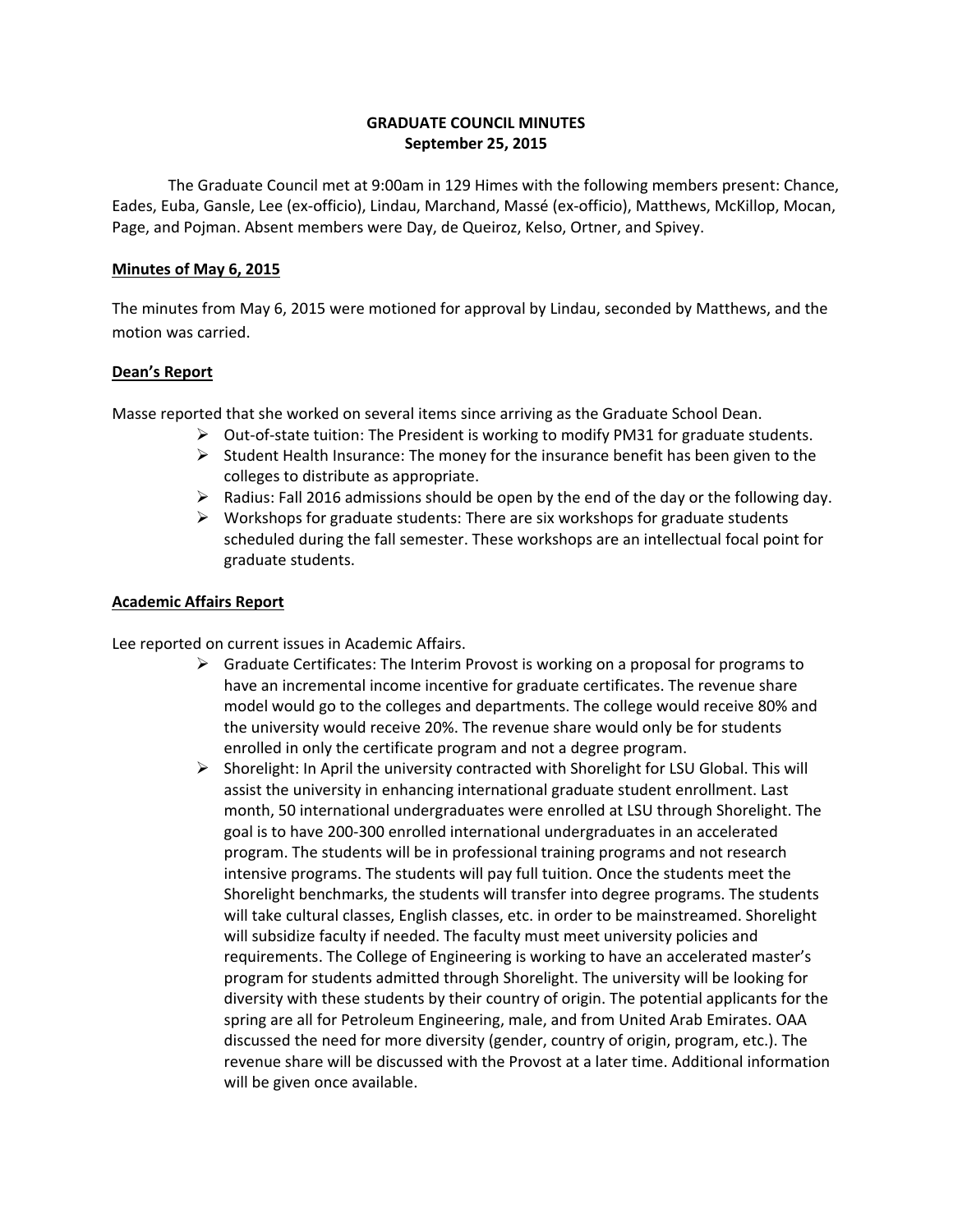# GRADUATE COUNCIL MINUTES
## September 25, 2015

The Graduate Council met at 9:00am in 129 Himes with the following members present: Chance, Eades, Euba, Gansle, Lee (ex-officio), Lindau, Marchand, Massé (ex-officio), Matthews, McKillop, Mocan, Page, and Pojman. Absent members were Day, de Queiroz, Kelso, Ortner, and Spivey.

**Minutes of May 6, 2015**

The minutes from May 6, 2015 were motioned for approval by Lindau, seconded by Matthews, and the motion was carried.

**Dean's Report**

Masse reported that she worked on several items since arriving as the Graduate School Dean.

- Out-of-state tuition: The President is working to modify PM31 for graduate students.
- Student Health Insurance: The money for the insurance benefit has been given to the colleges to distribute as appropriate.
- Radius: Fall 2016 admissions should be open by the end of the day or the following day.
- Workshops for graduate students: There are six workshops for graduate students scheduled during the fall semester. These workshops are an intellectual focal point for graduate students.

**Academic Affairs Report**

Lee reported on current issues in Academic Affairs.

- Graduate Certificates: The Interim Provost is working on a proposal for programs to have an incremental income incentive for graduate certificates. The revenue share model would go to the colleges and departments. The college would receive 80% and the university would receive 20%. The revenue share would only be for students enrolled in only the certificate program and not a degree program.
- Shorelight: In April the university contracted with Shorelight for LSU Global. This will assist the university in enhancing international graduate student enrollment. Last month, 50 international undergraduates were enrolled at LSU through Shorelight. The goal is to have 200-300 enrolled international undergraduates in an accelerated program. The students will be in professional training programs and not research intensive programs. The students will pay full tuition. Once the students meet the Shorelight benchmarks, the students will transfer into degree programs. The students will take cultural classes, English classes, etc. in order to be mainstreamed. Shorelight will subsidize faculty if needed. The faculty must meet university policies and requirements. The College of Engineering is working to have an accelerated master's program for students admitted through Shorelight. The university will be looking for diversity with these students by their country of origin. The potential applicants for the spring are all for Petroleum Engineering, male, and from United Arab Emirates. OAA discussed the need for more diversity (gender, country of origin, program, etc.). The revenue share will be discussed with the Provost at a later time. Additional information will be given once available.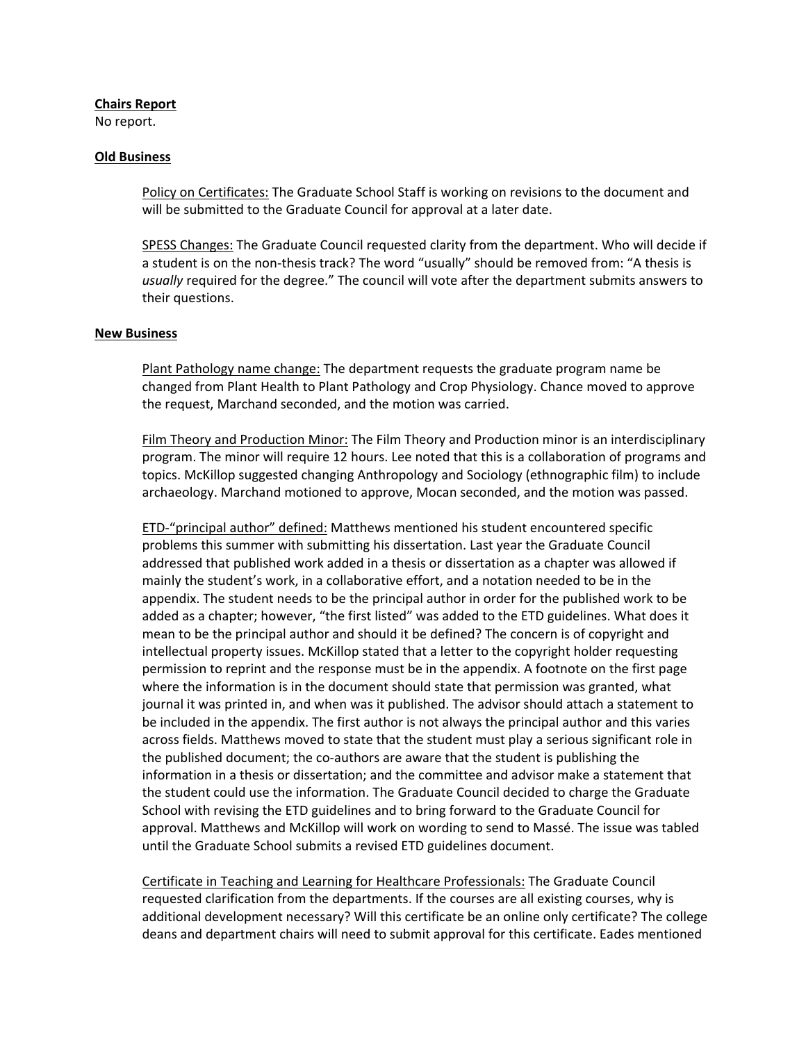**Chairs Report**

No report.

**Old Business**

Policy on Certificates: The Graduate School Staff is working on revisions to the document and will be submitted to the Graduate Council for approval at a later date.

SPESS Changes: The Graduate Council requested clarity from the department. Who will decide if a student is on the non-thesis track? The word "usually" should be removed from: "A thesis is *usually* required for the degree." The council will vote after the department submits answers to their questions.

**New Business**

Plant Pathology name change: The department requests the graduate program name be changed from Plant Health to Plant Pathology and Crop Physiology. Chance moved to approve the request, Marchand seconded, and the motion was carried.

Film Theory and Production Minor: The Film Theory and Production minor is an interdisciplinary program. The minor will require 12 hours. Lee noted that this is a collaboration of programs and topics. McKillop suggested changing Anthropology and Sociology (ethnographic film) to include archaeology. Marchand motioned to approve, Mocan seconded, and the motion was passed.

ETD-"principal author" defined: Matthews mentioned his student encountered specific problems this summer with submitting his dissertation. Last year the Graduate Council addressed that published work added in a thesis or dissertation as a chapter was allowed if mainly the student's work, in a collaborative effort, and a notation needed to be in the appendix. The student needs to be the principal author in order for the published work to be added as a chapter; however, "the first listed" was added to the ETD guidelines. What does it mean to be the principal author and should it be defined? The concern is of copyright and intellectual property issues. McKillop stated that a letter to the copyright holder requesting permission to reprint and the response must be in the appendix. A footnote on the first page where the information is in the document should state that permission was granted, what journal it was printed in, and when was it published. The advisor should attach a statement to be included in the appendix. The first author is not always the principal author and this varies across fields. Matthews moved to state that the student must play a serious significant role in the published document; the co-authors are aware that the student is publishing the information in a thesis or dissertation; and the committee and advisor make a statement that the student could use the information. The Graduate Council decided to charge the Graduate School with revising the ETD guidelines and to bring forward to the Graduate Council for approval. Matthews and McKillop will work on wording to send to Massé. The issue was tabled until the Graduate School submits a revised ETD guidelines document.

Certificate in Teaching and Learning for Healthcare Professionals: The Graduate Council requested clarification from the departments. If the courses are all existing courses, why is additional development necessary? Will this certificate be an online only certificate? The college deans and department chairs will need to submit approval for this certificate. Eades mentioned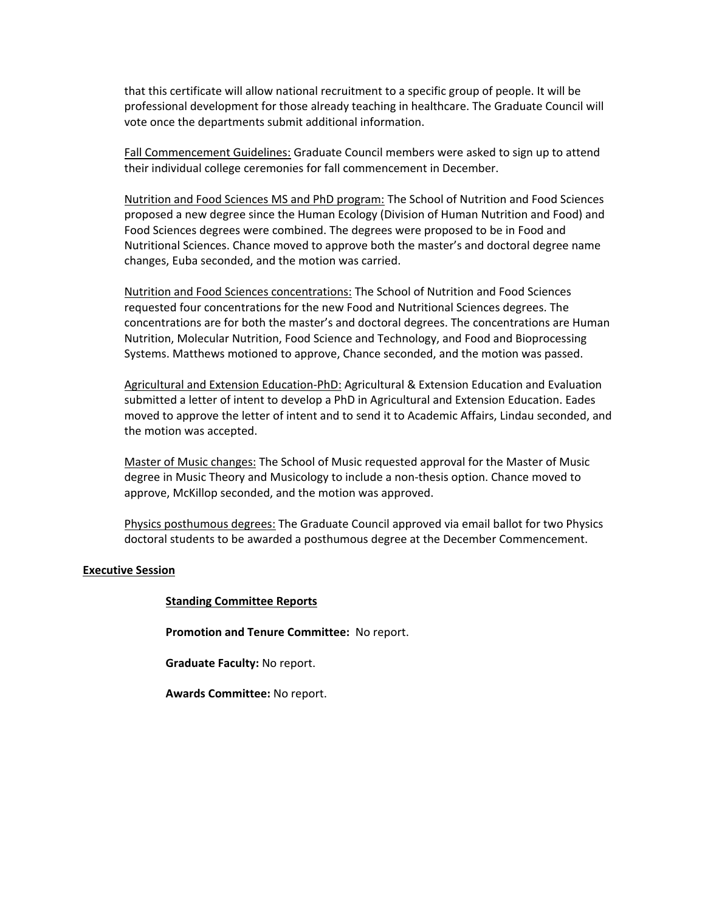that this certificate will allow national recruitment to a specific group of people. It will be professional development for those already teaching in healthcare. The Graduate Council will vote once the departments submit additional information.

Fall Commencement Guidelines: Graduate Council members were asked to sign up to attend their individual college ceremonies for fall commencement in December.

Nutrition and Food Sciences MS and PhD program: The School of Nutrition and Food Sciences proposed a new degree since the Human Ecology (Division of Human Nutrition and Food) and Food Sciences degrees were combined. The degrees were proposed to be in Food and Nutritional Sciences. Chance moved to approve both the master's and doctoral degree name changes, Euba seconded, and the motion was carried.

Nutrition and Food Sciences concentrations: The School of Nutrition and Food Sciences requested four concentrations for the new Food and Nutritional Sciences degrees. The concentrations are for both the master's and doctoral degrees. The concentrations are Human Nutrition, Molecular Nutrition, Food Science and Technology, and Food and Bioprocessing Systems. Matthews motioned to approve, Chance seconded, and the motion was passed.

Agricultural and Extension Education-PhD: Agricultural & Extension Education and Evaluation submitted a letter of intent to develop a PhD in Agricultural and Extension Education. Eades moved to approve the letter of intent and to send it to Academic Affairs, Lindau seconded, and the motion was accepted.

Master of Music changes: The School of Music requested approval for the Master of Music degree in Music Theory and Musicology to include a non-thesis option. Chance moved to approve, McKillop seconded, and the motion was approved.

Physics posthumous degrees: The Graduate Council approved via email ballot for two Physics doctoral students to be awarded a posthumous degree at the December Commencement.

**Executive Session**

**Standing Committee Reports**

**Promotion and Tenure Committee:** No report.

**Graduate Faculty:** No report.

**Awards Committee:** No report.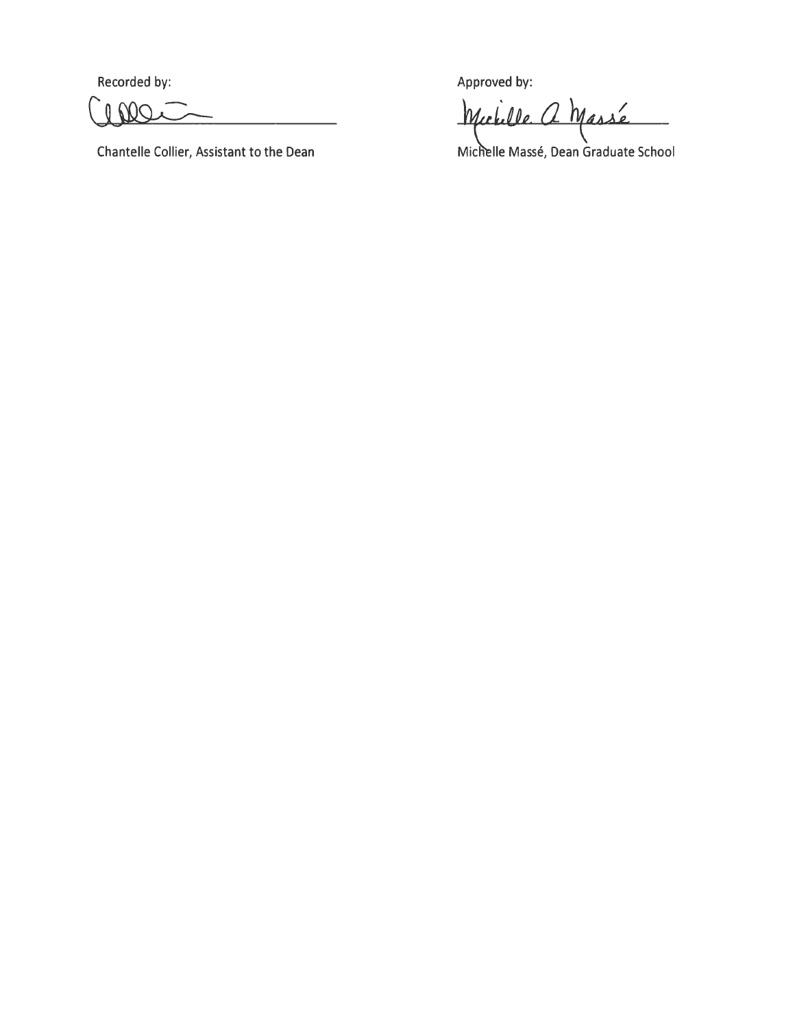Recorded by:

Chantelle Collier, Assistant to the Dean

Approved by:

Michelle Massé, Dean Graduate School